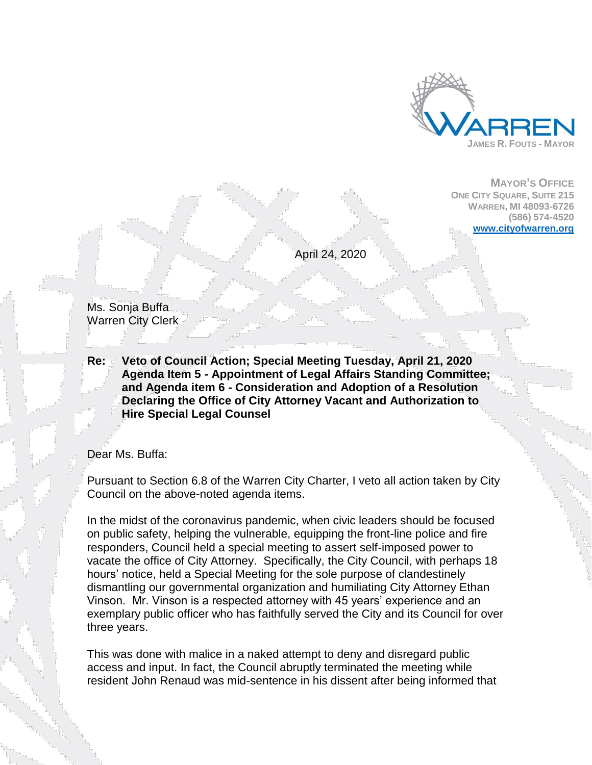WARREN
JAMES R. FOUTS - MAYOR

MAYOR'S OFFICE
ONE CITY SQUARE, SUITE 215
WARREN, MI 48093-6726
(586) 574-4520
www.cityofwarren.org

April 24, 2020

Ms. Sonja Buffa
Warren City Clerk

**Re: Veto of Council Action; Special Meeting Tuesday, April 21, 2020 Agenda Item 5 - Appointment of Legal Affairs Standing Committee; and Agenda item 6 - Consideration and Adoption of a Resolution Declaring the Office of City Attorney Vacant and Authorization to Hire Special Legal Counsel**

Dear Ms. Buffa:

Pursuant to Section 6.8 of the Warren City Charter, I veto all action taken by City Council on the above-noted agenda items.

In the midst of the coronavirus pandemic, when civic leaders should be focused on public safety, helping the vulnerable, equipping the front-line police and fire responders, Council held a special meeting to assert self-imposed power to vacate the office of City Attorney. Specifically, the City Council, with perhaps 18 hours' notice, held a Special Meeting for the sole purpose of clandestinely dismantling our governmental organization and humiliating City Attorney Ethan Vinson. Mr. Vinson is a respected attorney with 45 years' experience and an exemplary public officer who has faithfully served the City and its Council for over three years.

This was done with malice in a naked attempt to deny and disregard public access and input. In fact, the Council abruptly terminated the meeting while resident John Renaud was mid-sentence in his dissent after being informed that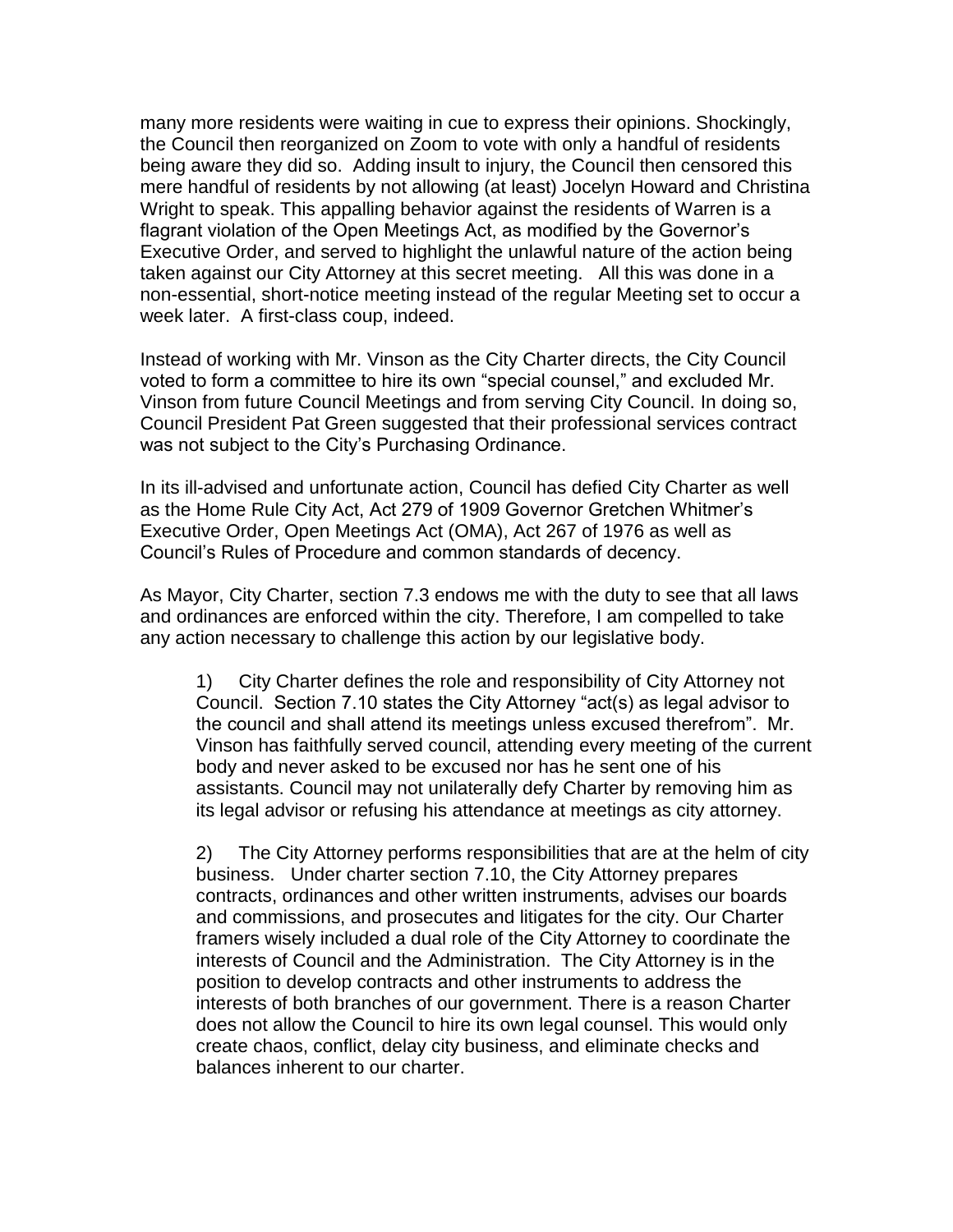many more residents were waiting in cue to express their opinions. Shockingly, the Council then reorganized on Zoom to vote with only a handful of residents being aware they did so. Adding insult to injury, the Council then censored this mere handful of residents by not allowing (at least) Jocelyn Howard and Christina Wright to speak. This appalling behavior against the residents of Warren is a flagrant violation of the Open Meetings Act, as modified by the Governor's Executive Order, and served to highlight the unlawful nature of the action being taken against our City Attorney at this secret meeting. All this was done in a non-essential, short-notice meeting instead of the regular Meeting set to occur a week later. A first-class coup, indeed.

Instead of working with Mr. Vinson as the City Charter directs, the City Council voted to form a committee to hire its own "special counsel," and excluded Mr. Vinson from future Council Meetings and from serving City Council. In doing so, Council President Pat Green suggested that their professional services contract was not subject to the City's Purchasing Ordinance.

In its ill-advised and unfortunate action, Council has defied City Charter as well as the Home Rule City Act, Act 279 of 1909 Governor Gretchen Whitmer's Executive Order, Open Meetings Act (OMA), Act 267 of 1976 as well as Council's Rules of Procedure and common standards of decency.

As Mayor, City Charter, section 7.3 endows me with the duty to see that all laws and ordinances are enforced within the city. Therefore, I am compelled to take any action necessary to challenge this action by our legislative body.

1) City Charter defines the role and responsibility of City Attorney not Council. Section 7.10 states the City Attorney "act(s) as legal advisor to the council and shall attend its meetings unless excused therefrom". Mr. Vinson has faithfully served council, attending every meeting of the current body and never asked to be excused nor has he sent one of his assistants. Council may not unilaterally defy Charter by removing him as its legal advisor or refusing his attendance at meetings as city attorney.

2) The City Attorney performs responsibilities that are at the helm of city business. Under charter section 7.10, the City Attorney prepares contracts, ordinances and other written instruments, advises our boards and commissions, and prosecutes and litigates for the city. Our Charter framers wisely included a dual role of the City Attorney to coordinate the interests of Council and the Administration. The City Attorney is in the position to develop contracts and other instruments to address the interests of both branches of our government. There is a reason Charter does not allow the Council to hire its own legal counsel. This would only create chaos, conflict, delay city business, and eliminate checks and balances inherent to our charter.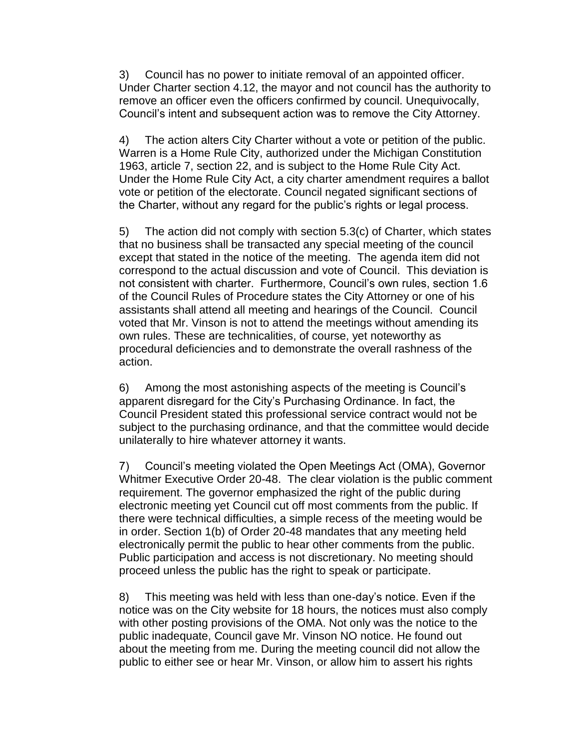3) Council has no power to initiate removal of an appointed officer. Under Charter section 4.12, the mayor and not council has the authority to remove an officer even the officers confirmed by council. Unequivocally, Council's intent and subsequent action was to remove the City Attorney.

4) The action alters City Charter without a vote or petition of the public. Warren is a Home Rule City, authorized under the Michigan Constitution 1963, article 7, section 22, and is subject to the Home Rule City Act. Under the Home Rule City Act, a city charter amendment requires a ballot vote or petition of the electorate. Council negated significant sections of the Charter, without any regard for the public's rights or legal process.

5) The action did not comply with section 5.3(c) of Charter, which states that no business shall be transacted any special meeting of the council except that stated in the notice of the meeting. The agenda item did not correspond to the actual discussion and vote of Council. This deviation is not consistent with charter. Furthermore, Council's own rules, section 1.6 of the Council Rules of Procedure states the City Attorney or one of his assistants shall attend all meeting and hearings of the Council. Council voted that Mr. Vinson is not to attend the meetings without amending its own rules. These are technicalities, of course, yet noteworthy as procedural deficiencies and to demonstrate the overall rashness of the action.

6) Among the most astonishing aspects of the meeting is Council's apparent disregard for the City's Purchasing Ordinance. In fact, the Council President stated this professional service contract would not be subject to the purchasing ordinance, and that the committee would decide unilaterally to hire whatever attorney it wants.

7) Council's meeting violated the Open Meetings Act (OMA), Governor Whitmer Executive Order 20-48. The clear violation is the public comment requirement. The governor emphasized the right of the public during electronic meeting yet Council cut off most comments from the public. If there were technical difficulties, a simple recess of the meeting would be in order. Section 1(b) of Order 20-48 mandates that any meeting held electronically permit the public to hear other comments from the public. Public participation and access is not discretionary. No meeting should proceed unless the public has the right to speak or participate.

8) This meeting was held with less than one-day's notice. Even if the notice was on the City website for 18 hours, the notices must also comply with other posting provisions of the OMA. Not only was the notice to the public inadequate, Council gave Mr. Vinson NO notice. He found out about the meeting from me. During the meeting council did not allow the public to either see or hear Mr. Vinson, or allow him to assert his rights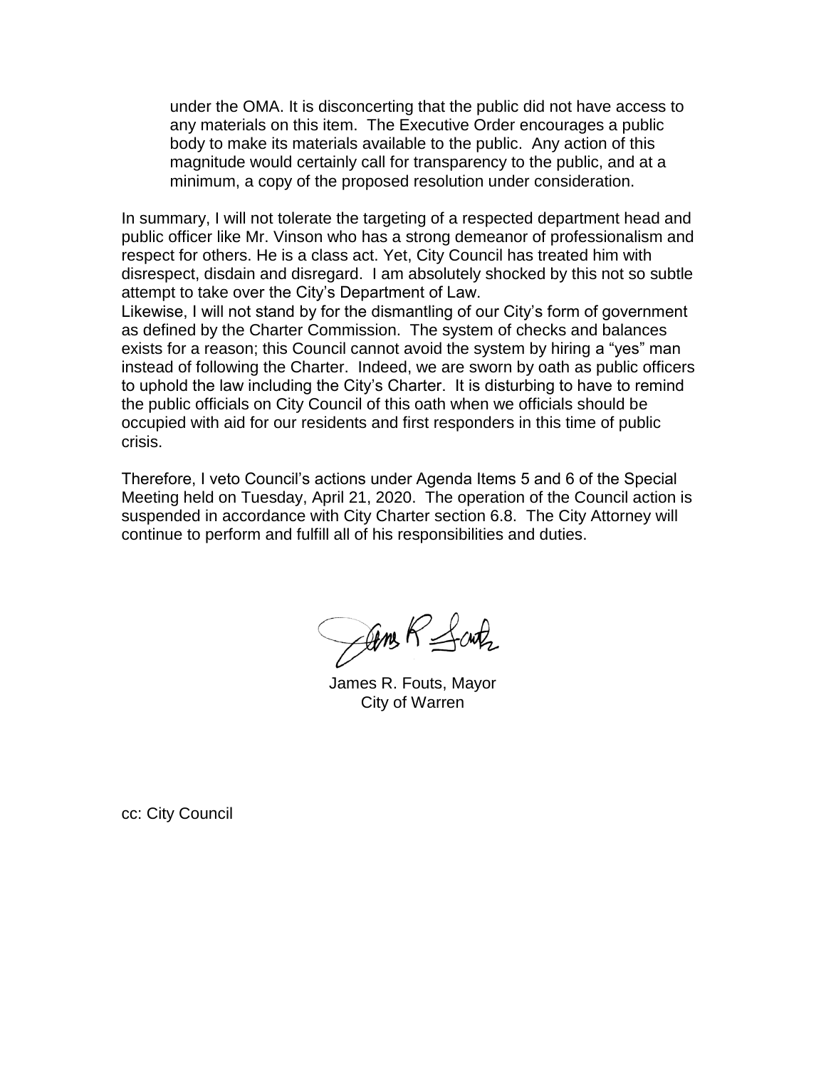under the OMA. It is disconcerting that the public did not have access to any materials on this item. The Executive Order encourages a public body to make its materials available to the public. Any action of this magnitude would certainly call for transparency to the public, and at a minimum, a copy of the proposed resolution under consideration.

In summary, I will not tolerate the targeting of a respected department head and public officer like Mr. Vinson who has a strong demeanor of professionalism and respect for others. He is a class act. Yet, City Council has treated him with disrespect, disdain and disregard. I am absolutely shocked by this not so subtle attempt to take over the City's Department of Law.

Likewise, I will not stand by for the dismantling of our City's form of government as defined by the Charter Commission. The system of checks and balances exists for a reason; this Council cannot avoid the system by hiring a "yes" man instead of following the Charter. Indeed, we are sworn by oath as public officers to uphold the law including the City's Charter. It is disturbing to have to remind the public officials on City Council of this oath when we officials should be occupied with aid for our residents and first responders in this time of public crisis.

Therefore, I veto Council's actions under Agenda Items 5 and 6 of the Special Meeting held on Tuesday, April 21, 2020. The operation of the Council action is suspended in accordance with City Charter section 6.8. The City Attorney will continue to perform and fulfill all of his responsibilities and duties.

James R. Fouts, Mayor
City of Warren

cc: City Council